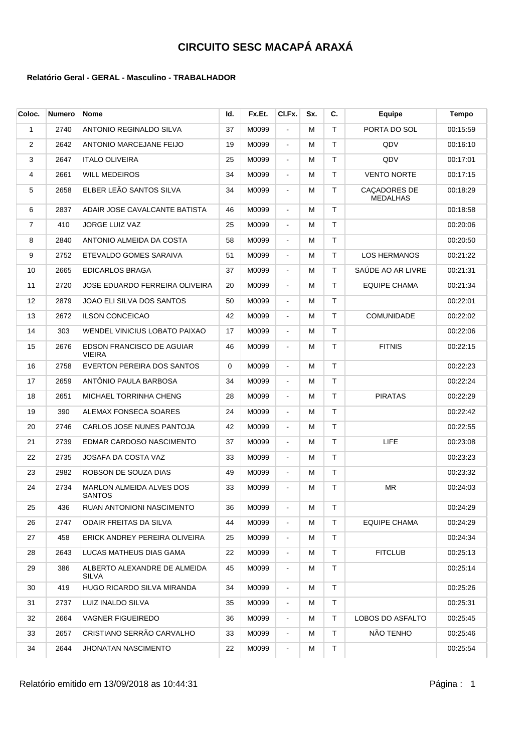# CIRCUITO SESC MACAPÁ ARAXÁ

**Relatório Geral - GERAL - Masculino - TRABALHADOR**

| Coloc. | Numero | Nome | Id. | Fx.Et. | Cl.Fx. | Sx. | C. | Equipe | Tempo |
|---|---|---|---|---|---|---|---|---|---|
| 1 | 2740 | ANTONIO REGINALDO SILVA | 37 | M0099 | - | M | T | PORTA DO SOL | 00:15:59 |
| 2 | 2642 | ANTONIO MARCEJANE FEIJO | 19 | M0099 | - | M | T | QDV | 00:16:10 |
| 3 | 2647 | ITALO OLIVEIRA | 25 | M0099 | - | M | T | QDV | 00:17:01 |
| 4 | 2661 | WILL MEDEIROS | 34 | M0099 | - | M | T | VENTO NORTE | 00:17:15 |
| 5 | 2658 | ELBER LEÃO SANTOS SILVA | 34 | M0099 | - | M | T | CAÇADORES DE MEDALHAS | 00:18:29 |
| 6 | 2837 | ADAIR JOSE CAVALCANTE BATISTA | 46 | M0099 | - | M | T | | 00:18:58 |
| 7 | 410 | JORGE LUIZ VAZ | 25 | M0099 | - | M | T | | 00:20:06 |
| 8 | 2840 | ANTONIO ALMEIDA DA COSTA | 58 | M0099 | - | M | T | | 00:20:50 |
| 9 | 2752 | ETEVALDO GOMES SARAIVA | 51 | M0099 | - | M | T | LOS HERMANOS | 00:21:22 |
| 10 | 2665 | EDICARLOS BRAGA | 37 | M0099 | - | M | T | SAÚDE AO AR LIVRE | 00:21:31 |
| 11 | 2720 | JOSE EDUARDO FERREIRA OLIVEIRA | 20 | M0099 | - | M | T | EQUIPE CHAMA | 00:21:34 |
| 12 | 2879 | JOAO ELI SILVA DOS SANTOS | 50 | M0099 | - | M | T | | 00:22:01 |
| 13 | 2672 | ILSON CONCEICAO | 42 | M0099 | - | M | T | COMUNIDADE | 00:22:02 |
| 14 | 303 | WENDEL VINICIUS LOBATO PAIXAO | 17 | M0099 | - | M | T | | 00:22:06 |
| 15 | 2676 | EDSON FRANCISCO DE AGUIAR VIEIRA | 46 | M0099 | - | M | T | FITNIS | 00:22:15 |
| 16 | 2758 | EVERTON PEREIRA DOS SANTOS | 0 | M0099 | - | M | T | | 00:22:23 |
| 17 | 2659 | ANTÔNIO PAULA BARBOSA | 34 | M0099 | - | M | T | | 00:22:24 |
| 18 | 2651 | MICHAEL TORRINHA CHENG | 28 | M0099 | - | M | T | PIRATAS | 00:22:29 |
| 19 | 390 | ALEMAX FONSECA SOARES | 24 | M0099 | - | M | T | | 00:22:42 |
| 20 | 2746 | CARLOS JOSE NUNES PANTOJA | 42 | M0099 | - | M | T | | 00:22:55 |
| 21 | 2739 | EDMAR CARDOSO NASCIMENTO | 37 | M0099 | - | M | T | LIFE | 00:23:08 |
| 22 | 2735 | JOSAFA DA COSTA VAZ | 33 | M0099 | - | M | T | | 00:23:23 |
| 23 | 2982 | ROBSON DE SOUZA DIAS | 49 | M0099 | - | M | T | | 00:23:32 |
| 24 | 2734 | MARLON ALMEIDA ALVES DOS SANTOS | 33 | M0099 | - | M | T | MR | 00:24:03 |
| 25 | 436 | RUAN ANTONIONI NASCIMENTO | 36 | M0099 | - | M | T | | 00:24:29 |
| 26 | 2747 | ODAIR FREITAS DA SILVA | 44 | M0099 | - | M | T | EQUIPE CHAMA | 00:24:29 |
| 27 | 458 | ERICK ANDREY PEREIRA OLIVEIRA | 25 | M0099 | - | M | T | | 00:24:34 |
| 28 | 2643 | LUCAS MATHEUS DIAS GAMA | 22 | M0099 | - | M | T | FITCLUB | 00:25:13 |
| 29 | 386 | ALBERTO ALEXANDRE DE ALMEIDA SILVA | 45 | M0099 | - | M | T | | 00:25:14 |
| 30 | 419 | HUGO RICARDO SILVA MIRANDA | 34 | M0099 | - | M | T | | 00:25:26 |
| 31 | 2737 | LUIZ INALDO SILVA | 35 | M0099 | - | M | T | | 00:25:31 |
| 32 | 2664 | VAGNER FIGUEIREDO | 36 | M0099 | - | M | T | LOBOS DO ASFALTO | 00:25:45 |
| 33 | 2657 | CRISTIANO SERRÃO CARVALHO | 33 | M0099 | - | M | T | NÃO TENHO | 00:25:46 |
| 34 | 2644 | JHONATAN NASCIMENTO | 22 | M0099 | - | M | T | | 00:25:54 |

Relatório emitido em 13/09/2018 as 10:44:31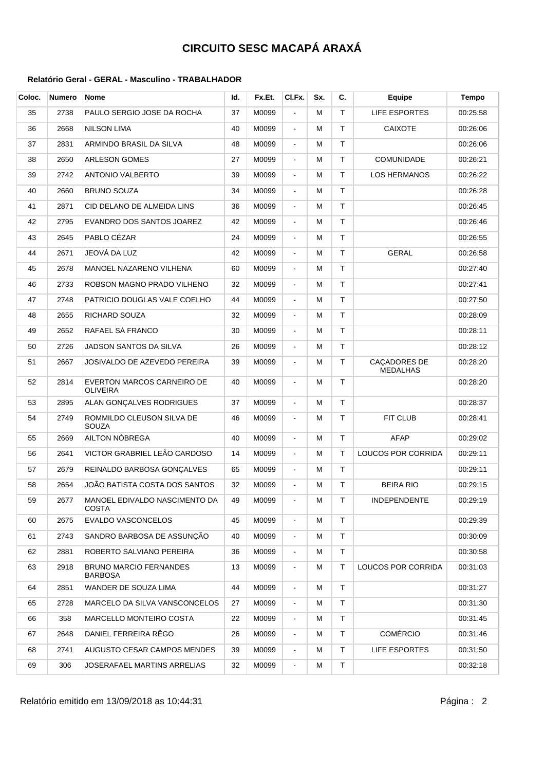# CIRCUITO SESC MACAPÁ ARAXÁ

**Relatório Geral - GERAL - Masculino - TRABALHADOR**

| Coloc. | Numero | Nome | Id. | Fx.Et. | Cl.Fx. | Sx. | C. | Equipe | Tempo |
|---|---|---|---|---|---|---|---|---|---|
| 35 | 2738 | PAULO SERGIO JOSE DA ROCHA | 37 | M0099 | - | M | T | LIFE ESPORTES | 00:25:58 |
| 36 | 2668 | NILSON LIMA | 40 | M0099 | - | M | T | CAIXOTE | 00:26:06 |
| 37 | 2831 | ARMINDO BRASIL DA SILVA | 48 | M0099 | - | M | T | | 00:26:06 |
| 38 | 2650 | ARLESON GOMES | 27 | M0099 | - | M | T | COMUNIDADE | 00:26:21 |
| 39 | 2742 | ANTONIO VALBERTO | 39 | M0099 | - | M | T | LOS HERMANOS | 00:26:22 |
| 40 | 2660 | BRUNO SOUZA | 34 | M0099 | - | M | T | | 00:26:28 |
| 41 | 2871 | CID DELANO DE ALMEIDA LINS | 36 | M0099 | - | M | T | | 00:26:45 |
| 42 | 2795 | EVANDRO DOS SANTOS JOAREZ | 42 | M0099 | - | M | T | | 00:26:46 |
| 43 | 2645 | PABLO CÉZAR | 24 | M0099 | - | M | T | | 00:26:55 |
| 44 | 2671 | JEOVÁ DA LUZ | 42 | M0099 | - | M | T | GERAL | 00:26:58 |
| 45 | 2678 | MANOEL NAZARENO VILHENA | 60 | M0099 | - | M | T | | 00:27:40 |
| 46 | 2733 | ROBSON MAGNO PRADO VILHENO | 32 | M0099 | - | M | T | | 00:27:41 |
| 47 | 2748 | PATRICIO DOUGLAS VALE COELHO | 44 | M0099 | - | M | T | | 00:27:50 |
| 48 | 2655 | RICHARD SOUZA | 32 | M0099 | - | M | T | | 00:28:09 |
| 49 | 2652 | RAFAEL SÁ FRANCO | 30 | M0099 | - | M | T | | 00:28:11 |
| 50 | 2726 | JADSON SANTOS DA SILVA | 26 | M0099 | - | M | T | | 00:28:12 |
| 51 | 2667 | JOSIVALDO DE AZEVEDO PEREIRA | 39 | M0099 | - | M | T | CAÇADORES DE MEDALHAS | 00:28:20 |
| 52 | 2814 | EVERTON MARCOS CARNEIRO DE OLIVEIRA | 40 | M0099 | - | M | T | | 00:28:20 |
| 53 | 2895 | ALAN GONÇALVES RODRIGUES | 37 | M0099 | - | M | T | | 00:28:37 |
| 54 | 2749 | ROMMILDO CLEUSON SILVA DE SOUZA | 46 | M0099 | - | M | T | FIT CLUB | 00:28:41 |
| 55 | 2669 | AILTON NÓBREGA | 40 | M0099 | - | M | T | AFAP | 00:29:02 |
| 56 | 2641 | VICTOR GRABRIEL LEÃO CARDOSO | 14 | M0099 | - | M | T | LOUCOS POR CORRIDA | 00:29:11 |
| 57 | 2679 | REINALDO BARBOSA GONÇALVES | 65 | M0099 | - | M | T | | 00:29:11 |
| 58 | 2654 | JOÃO BATISTA COSTA DOS SANTOS | 32 | M0099 | - | M | T | BEIRA RIO | 00:29:15 |
| 59 | 2677 | MANOEL EDIVALDO NASCIMENTO DA COSTA | 49 | M0099 | - | M | T | INDEPENDENTE | 00:29:19 |
| 60 | 2675 | EVALDO VASCONCELOS | 45 | M0099 | - | M | T | | 00:29:39 |
| 61 | 2743 | SANDRO BARBOSA DE ASSUNÇÃO | 40 | M0099 | - | M | T | | 00:30:09 |
| 62 | 2881 | ROBERTO SALVIANO PEREIRA | 36 | M0099 | - | M | T | | 00:30:58 |
| 63 | 2918 | BRUNO MARCIO FERNANDES BARBOSA | 13 | M0099 | - | M | T | LOUCOS POR CORRIDA | 00:31:03 |
| 64 | 2851 | WANDER DE SOUZA LIMA | 44 | M0099 | - | M | T | | 00:31:27 |
| 65 | 2728 | MARCELO DA SILVA VANSCONCELOS | 27 | M0099 | - | M | T | | 00:31:30 |
| 66 | 358 | MARCELLO MONTEIRO COSTA | 22 | M0099 | - | M | T | | 00:31:45 |
| 67 | 2648 | DANIEL FERREIRA RÊGO | 26 | M0099 | - | M | T | COMÉRCIO | 00:31:46 |
| 68 | 2741 | AUGUSTO CESAR CAMPOS MENDES | 39 | M0099 | - | M | T | LIFE ESPORTES | 00:31:50 |
| 69 | 306 | JOSERAFAEL MARTINS ARRELIAS | 32 | M0099 | - | M | T | | 00:32:18 |

Relatório emitido em 13/09/2018 as 10:44:31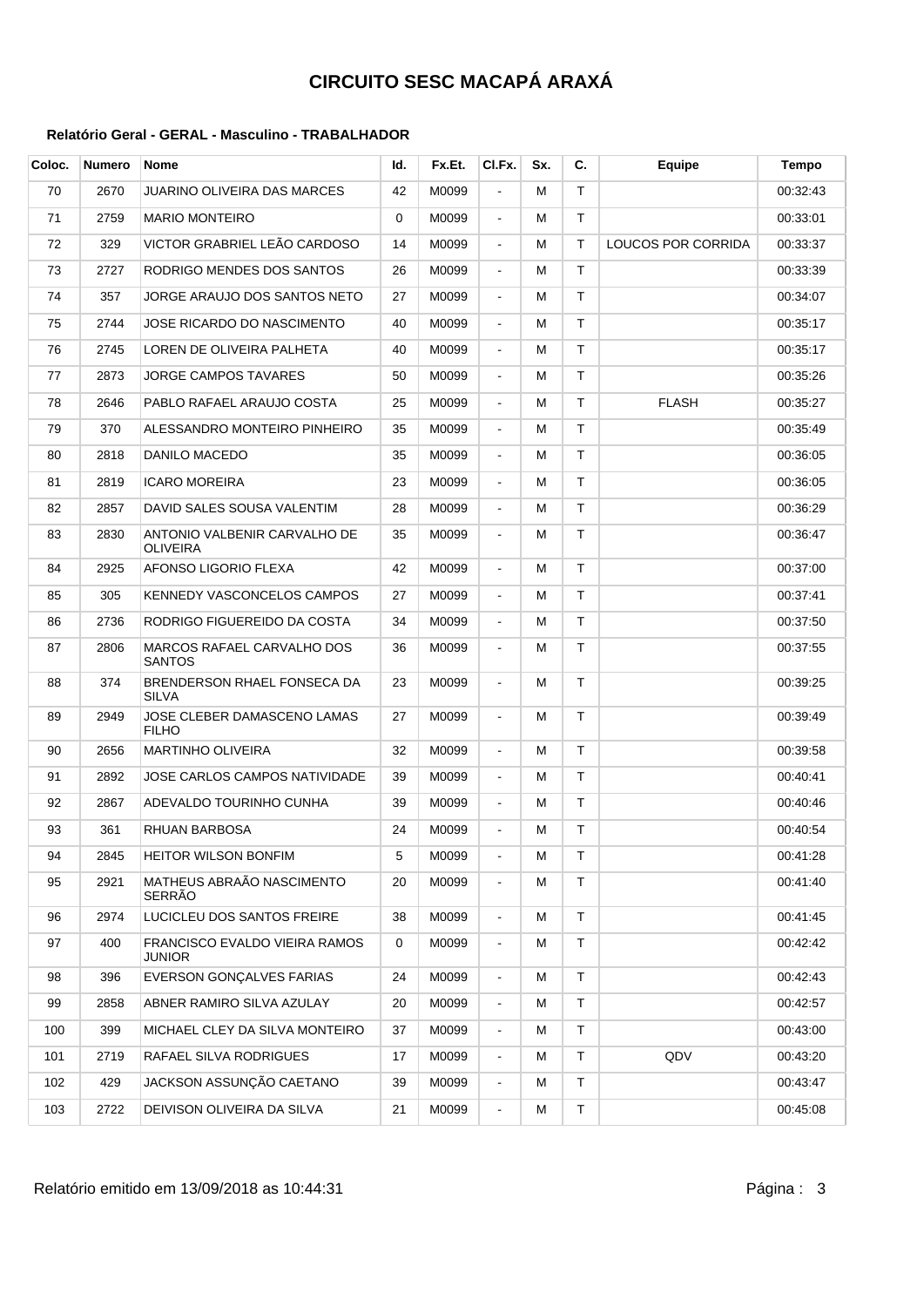# CIRCUITO SESC MACAPÁ ARAXÁ

**Relatório Geral - GERAL - Masculino - TRABALHADOR**

| Coloc. | Numero | Nome | Id. | Fx.Et. | Cl.Fx. | Sx. | C. | Equipe | Tempo |
|---|---|---|---|---|---|---|---|---|---|
| 70 | 2670 | JUARINO OLIVEIRA DAS MARCES | 42 | M0099 | - | M | T | | 00:32:43 |
| 71 | 2759 | MARIO MONTEIRO | 0 | M0099 | - | M | T | | 00:33:01 |
| 72 | 329 | VICTOR GRABRIEL LEÃO CARDOSO | 14 | M0099 | - | M | T | LOUCOS POR CORRIDA | 00:33:37 |
| 73 | 2727 | RODRIGO MENDES DOS SANTOS | 26 | M0099 | - | M | T | | 00:33:39 |
| 74 | 357 | JORGE ARAUJO DOS SANTOS NETO | 27 | M0099 | - | M | T | | 00:34:07 |
| 75 | 2744 | JOSE RICARDO DO NASCIMENTO | 40 | M0099 | - | M | T | | 00:35:17 |
| 76 | 2745 | LOREN DE OLIVEIRA PALHETA | 40 | M0099 | - | M | T | | 00:35:17 |
| 77 | 2873 | JORGE CAMPOS TAVARES | 50 | M0099 | - | M | T | | 00:35:26 |
| 78 | 2646 | PABLO RAFAEL ARAUJO COSTA | 25 | M0099 | - | M | T | FLASH | 00:35:27 |
| 79 | 370 | ALESSANDRO MONTEIRO PINHEIRO | 35 | M0099 | - | M | T | | 00:35:49 |
| 80 | 2818 | DANILO MACEDO | 35 | M0099 | - | M | T | | 00:36:05 |
| 81 | 2819 | ICARO MOREIRA | 23 | M0099 | - | M | T | | 00:36:05 |
| 82 | 2857 | DAVID SALES SOUSA VALENTIM | 28 | M0099 | - | M | T | | 00:36:29 |
| 83 | 2830 | ANTONIO VALBENIR CARVALHO DE OLIVEIRA | 35 | M0099 | - | M | T | | 00:36:47 |
| 84 | 2925 | AFONSO LIGORIO FLEXA | 42 | M0099 | - | M | T | | 00:37:00 |
| 85 | 305 | KENNEDY VASCONCELOS CAMPOS | 27 | M0099 | - | M | T | | 00:37:41 |
| 86 | 2736 | RODRIGO FIGUEREIDO DA COSTA | 34 | M0099 | - | M | T | | 00:37:50 |
| 87 | 2806 | MARCOS RAFAEL CARVALHO DOS SANTOS | 36 | M0099 | - | M | T | | 00:37:55 |
| 88 | 374 | BRENDERSON RHAEL FONSECA DA SILVA | 23 | M0099 | - | M | T | | 00:39:25 |
| 89 | 2949 | JOSE CLEBER DAMASCENO LAMAS FILHO | 27 | M0099 | - | M | T | | 00:39:49 |
| 90 | 2656 | MARTINHO OLIVEIRA | 32 | M0099 | - | M | T | | 00:39:58 |
| 91 | 2892 | JOSE CARLOS CAMPOS NATIVIDADE | 39 | M0099 | - | M | T | | 00:40:41 |
| 92 | 2867 | ADEVALDO TOURINHO CUNHA | 39 | M0099 | - | M | T | | 00:40:46 |
| 93 | 361 | RHUAN BARBOSA | 24 | M0099 | - | M | T | | 00:40:54 |
| 94 | 2845 | HEITOR WILSON BONFIM | 5 | M0099 | - | M | T | | 00:41:28 |
| 95 | 2921 | MATHEUS ABRAÃO NASCIMENTO SERRÃO | 20 | M0099 | - | M | T | | 00:41:40 |
| 96 | 2974 | LUCICLEU DOS SANTOS FREIRE | 38 | M0099 | - | M | T | | 00:41:45 |
| 97 | 400 | FRANCISCO EVALDO VIEIRA RAMOS JUNIOR | 0 | M0099 | - | M | T | | 00:42:42 |
| 98 | 396 | EVERSON GONÇALVES FARIAS | 24 | M0099 | - | M | T | | 00:42:43 |
| 99 | 2858 | ABNER RAMIRO SILVA AZULAY | 20 | M0099 | - | M | T | | 00:42:57 |
| 100 | 399 | MICHAEL CLEY DA SILVA MONTEIRO | 37 | M0099 | - | M | T | | 00:43:00 |
| 101 | 2719 | RAFAEL SILVA RODRIGUES | 17 | M0099 | - | M | T | QDV | 00:43:20 |
| 102 | 429 | JACKSON ASSUNÇÃO CAETANO | 39 | M0099 | - | M | T | | 00:43:47 |
| 103 | 2722 | DEIVISON OLIVEIRA DA SILVA | 21 | M0099 | - | M | T | | 00:45:08 |

Relatório emitido em 13/09/2018 as 10:44:31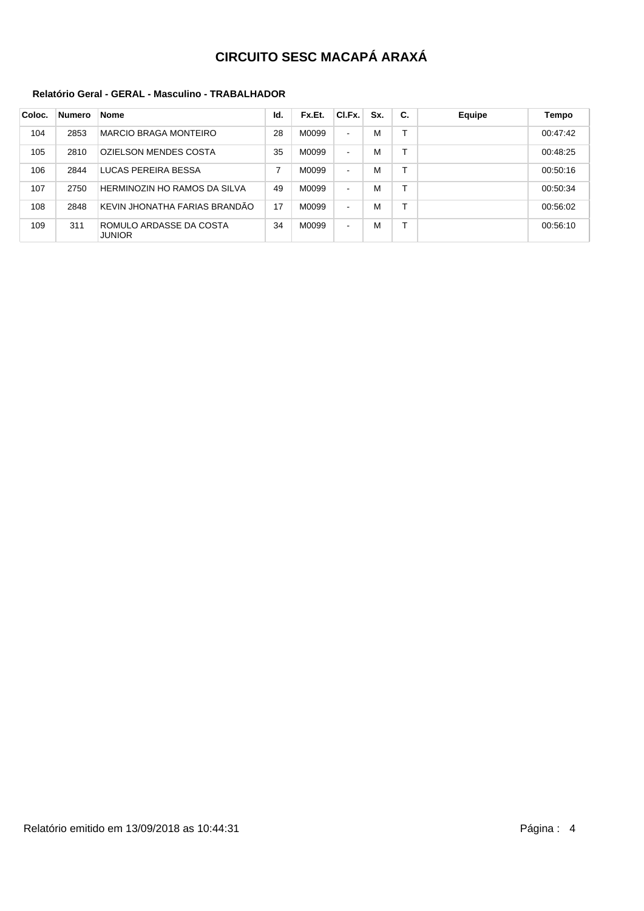# CIRCUITO SESC MACAPÁ ARAXÁ

**Relatório Geral - GERAL - Masculino - TRABALHADOR**

| Coloc. | Numero | Nome | Id. | Fx.Et. | Cl.Fx. | Sx. | C. | Equipe | Tempo |
|---|---|---|---|---|---|---|---|---|---|
| 104 | 2853 | MARCIO BRAGA MONTEIRO | 28 | M0099 | - | M | T | | 00:47:42 |
| 105 | 2810 | OZIELSON MENDES COSTA | 35 | M0099 | - | M | T | | 00:48:25 |
| 106 | 2844 | LUCAS PEREIRA BESSA | 7 | M0099 | - | M | T | | 00:50:16 |
| 107 | 2750 | HERMINOZIN HO RAMOS DA SILVA | 49 | M0099 | - | M | T | | 00:50:34 |
| 108 | 2848 | KEVIN JHONATHA FARIAS BRANDÃO | 17 | M0099 | - | M | T | | 00:56:02 |
| 109 | 311 | ROMULO ARDASSE DA COSTA JUNIOR | 34 | M0099 | - | M | T | | 00:56:10 |

Relatório emitido em 13/09/2018 as 10:44:31